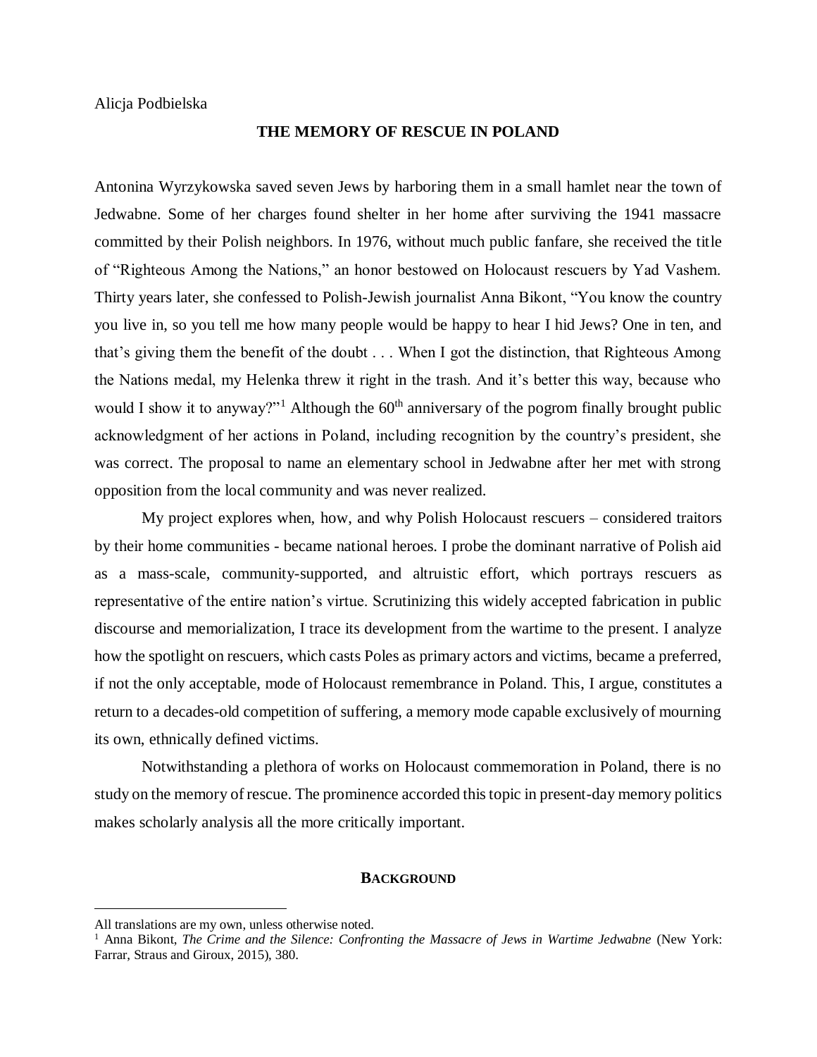Alicja Podbielska

# THE MEMORY OF RESCUE IN POLAND

Antonina Wyrzykowska saved seven Jews by harboring them in a small hamlet near the town of Jedwabne. Some of her charges found shelter in her home after surviving the 1941 massacre committed by their Polish neighbors. In 1976, without much public fanfare, she received the title of "Righteous Among the Nations," an honor bestowed on Holocaust rescuers by Yad Vashem. Thirty years later, she confessed to Polish-Jewish journalist Anna Bikont, "You know the country you live in, so you tell me how many people would be happy to hear I hid Jews? One in ten, and that's giving them the benefit of the doubt . . . When I got the distinction, that Righteous Among the Nations medal, my Helenka threw it right in the trash. And it's better this way, because who would I show it to anyway?"[1] Although the 60th anniversary of the pogrom finally brought public acknowledgment of her actions in Poland, including recognition by the country's president, she was correct. The proposal to name an elementary school in Jedwabne after her met with strong opposition from the local community and was never realized.

My project explores when, how, and why Polish Holocaust rescuers – considered traitors by their home communities - became national heroes. I probe the dominant narrative of Polish aid as a mass-scale, community-supported, and altruistic effort, which portrays rescuers as representative of the entire nation's virtue. Scrutinizing this widely accepted fabrication in public discourse and memorialization, I trace its development from the wartime to the present. I analyze how the spotlight on rescuers, which casts Poles as primary actors and victims, became a preferred, if not the only acceptable, mode of Holocaust remembrance in Poland. This, I argue, constitutes a return to a decades-old competition of suffering, a memory mode capable exclusively of mourning its own, ethnically defined victims.

Notwithstanding a plethora of works on Holocaust commemoration in Poland, there is no study on the memory of rescue. The prominence accorded this topic in present-day memory politics makes scholarly analysis all the more critically important.

## BACKGROUND

All translations are my own, unless otherwise noted.

[1] Anna Bikont, *The Crime and the Silence: Confronting the Massacre of Jews in Wartime Jedwabne* (New York: Farrar, Straus and Giroux, 2015), 380.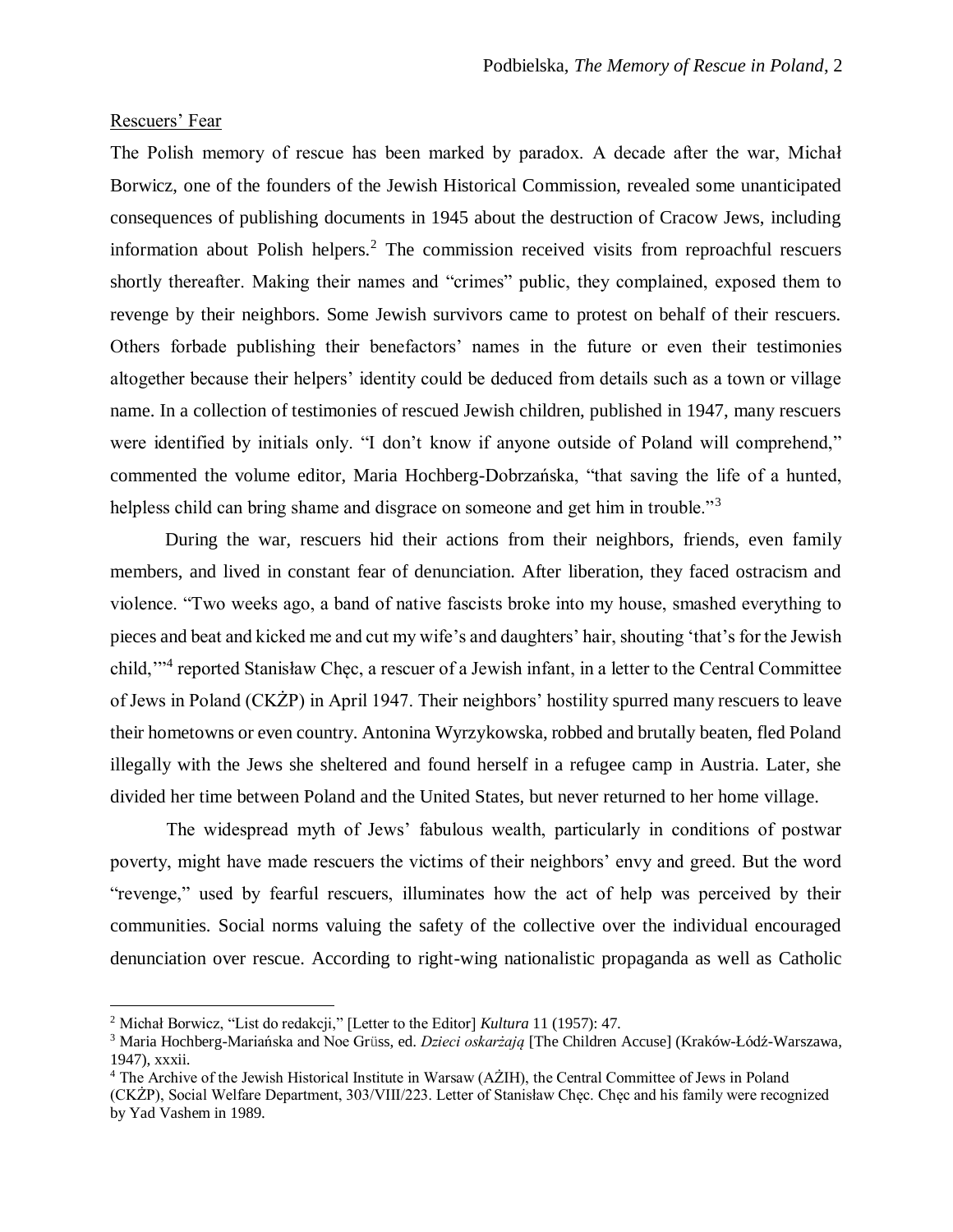<u>Rescuers' Fear</u>

The Polish memory of rescue has been marked by paradox. A decade after the war, Michał Borwicz, one of the founders of the Jewish Historical Commission, revealed some unanticipated consequences of publishing documents in 1945 about the destruction of Cracow Jews, including information about Polish helpers.[2] The commission received visits from reproachful rescuers shortly thereafter. Making their names and "crimes" public, they complained, exposed them to revenge by their neighbors. Some Jewish survivors came to protest on behalf of their rescuers. Others forbade publishing their benefactors' names in the future or even their testimonies altogether because their helpers' identity could be deduced from details such as a town or village name. In a collection of testimonies of rescued Jewish children, published in 1947, many rescuers were identified by initials only. "I don't know if anyone outside of Poland will comprehend," commented the volume editor, Maria Hochberg-Dobrzańska, "that saving the life of a hunted, helpless child can bring shame and disgrace on someone and get him in trouble."[3]

During the war, rescuers hid their actions from their neighbors, friends, even family members, and lived in constant fear of denunciation. After liberation, they faced ostracism and violence. "Two weeks ago, a band of native fascists broke into my house, smashed everything to pieces and beat and kicked me and cut my wife's and daughters' hair, shouting 'that's for the Jewish child,'"[4] reported Stanisław Chęc, a rescuer of a Jewish infant, in a letter to the Central Committee of Jews in Poland (CKŻP) in April 1947. Their neighbors' hostility spurred many rescuers to leave their hometowns or even country. Antonina Wyrzykowska, robbed and brutally beaten, fled Poland illegally with the Jews she sheltered and found herself in a refugee camp in Austria. Later, she divided her time between Poland and the United States, but never returned to her home village.

The widespread myth of Jews' fabulous wealth, particularly in conditions of postwar poverty, might have made rescuers the victims of their neighbors' envy and greed. But the word "revenge," used by fearful rescuers, illuminates how the act of help was perceived by their communities. Social norms valuing the safety of the collective over the individual encouraged denunciation over rescue. According to right-wing nationalistic propaganda as well as Catholic

---

[2] Michał Borwicz, "List do redakcji," [Letter to the Editor] *Kultura* 11 (1957): 47.

[3] Maria Hochberg-Mariańska and Noe Grüss, ed. *Dzieci oskarżają* [The Children Accuse] (Kraków-Łódź-Warszawa, 1947), xxxii.

[4] The Archive of the Jewish Historical Institute in Warsaw (AŻIH), the Central Committee of Jews in Poland (CKŻP), Social Welfare Department, 303/VIII/223. Letter of Stanisław Chęc. Chęc and his family were recognized by Yad Vashem in 1989.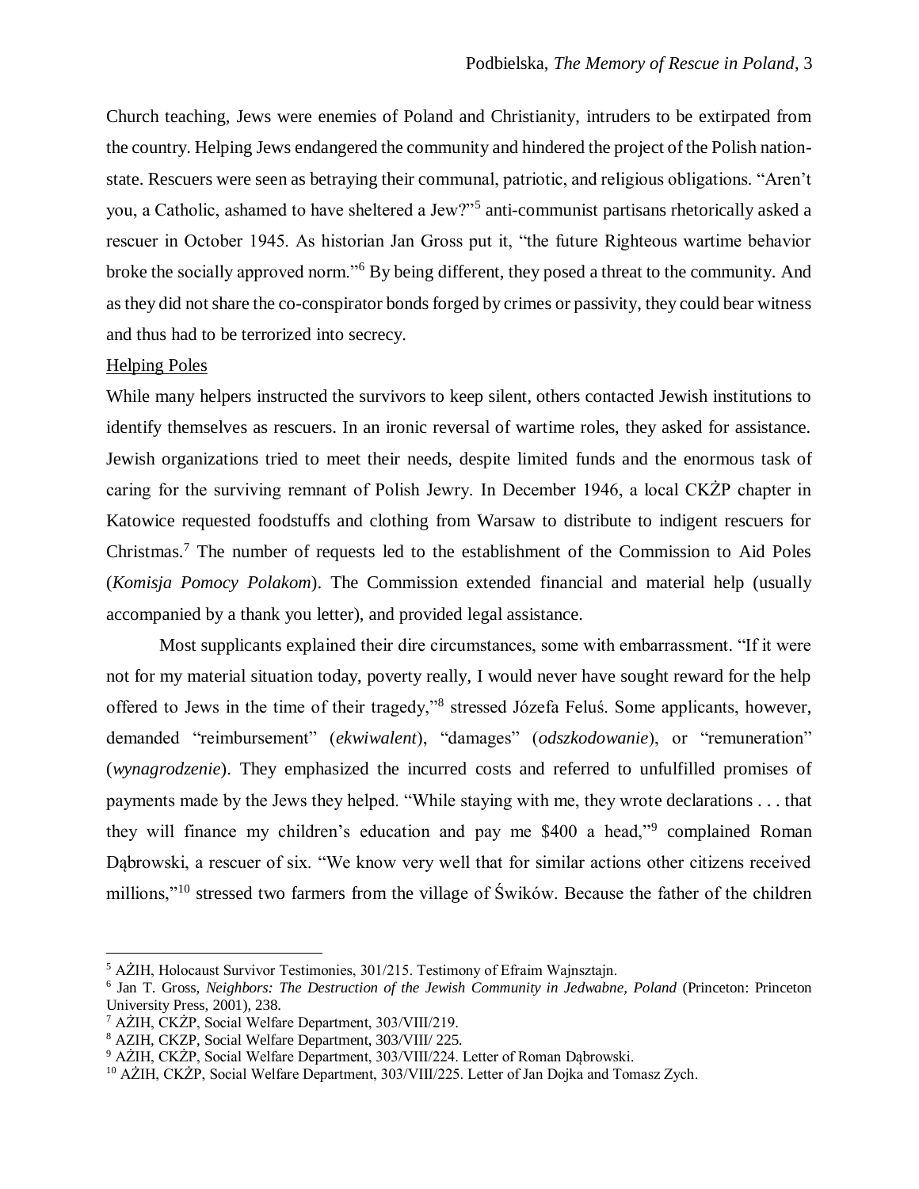Church teaching, Jews were enemies of Poland and Christianity, intruders to be extirpated from the country. Helping Jews endangered the community and hindered the project of the Polish nation-state. Rescuers were seen as betraying their communal, patriotic, and religious obligations. "Aren't you, a Catholic, ashamed to have sheltered a Jew?"[5] anti-communist partisans rhetorically asked a rescuer in October 1945. As historian Jan Gross put it, "the future Righteous wartime behavior broke the socially approved norm."[6] By being different, they posed a threat to the community. And as they did not share the co-conspirator bonds forged by crimes or passivity, they could bear witness and thus had to be terrorized into secrecy.

## Helping Poles

While many helpers instructed the survivors to keep silent, others contacted Jewish institutions to identify themselves as rescuers. In an ironic reversal of wartime roles, they asked for assistance. Jewish organizations tried to meet their needs, despite limited funds and the enormous task of caring for the surviving remnant of Polish Jewry. In December 1946, a local CKŻP chapter in Katowice requested foodstuffs and clothing from Warsaw to distribute to indigent rescuers for Christmas.[7] The number of requests led to the establishment of the Commission to Aid Poles (*Komisja Pomocy Polakom*). The Commission extended financial and material help (usually accompanied by a thank you letter), and provided legal assistance.

Most supplicants explained their dire circumstances, some with embarrassment. "If it were not for my material situation today, poverty really, I would never have sought reward for the help offered to Jews in the time of their tragedy,"[8] stressed Józefa Feluś. Some applicants, however, demanded "reimbursement" (*ekwiwalent*), "damages" (*odszkodowanie*), or "remuneration" (*wynagrodzenie*). They emphasized the incurred costs and referred to unfulfilled promises of payments made by the Jews they helped. "While staying with me, they wrote declarations . . . that they will finance my children's education and pay me $400 a head,"[9] complained Roman Dąbrowski, a rescuer of six. "We know very well that for similar actions other citizens received millions,"[10] stressed two farmers from the village of Świków. Because the father of the children

---

[5] AŻIH, Holocaust Survivor Testimonies, 301/215. Testimony of Efraim Wajnsztajn.

[6] Jan T. Gross, *Neighbors: The Destruction of the Jewish Community in Jedwabne, Poland* (Princeton: Princeton University Press, 2001), 238.

[7] AŻIH, CKŻP, Social Welfare Department, 303/VIII/219.

[8] AZIH, CKZP, Social Welfare Department, 303/VIII/ 225.

[9] AŻIH, CKŻP, Social Welfare Department, 303/VIII/224. Letter of Roman Dąbrowski.

[10] AŻIH, CKŻP, Social Welfare Department, 303/VIII/225. Letter of Jan Dojka and Tomasz Zych.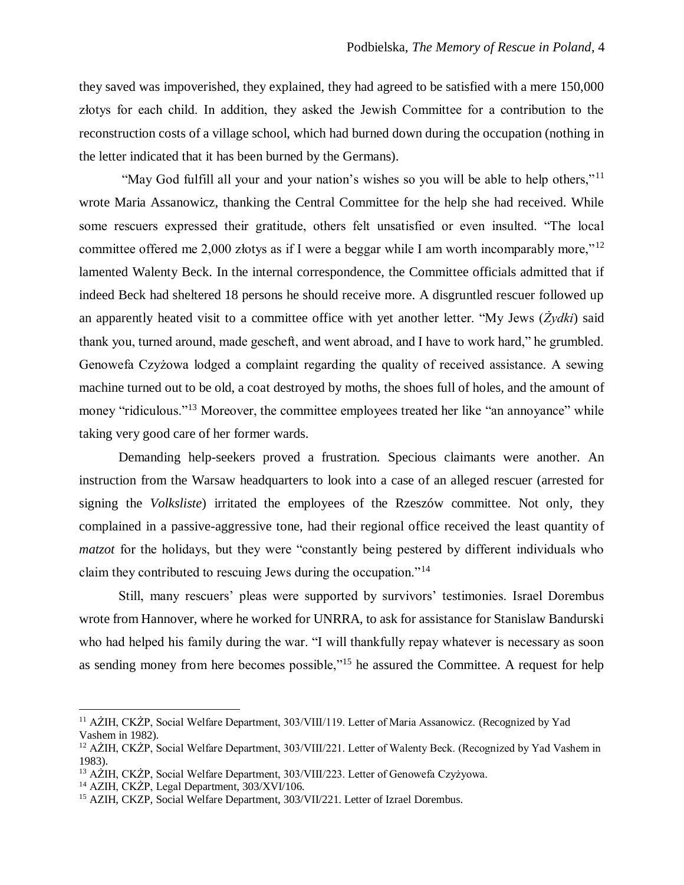they saved was impoverished, they explained, they had agreed to be satisfied with a mere 150,000 złotys for each child. In addition, they asked the Jewish Committee for a contribution to the reconstruction costs of a village school, which had burned down during the occupation (nothing in the letter indicated that it has been burned by the Germans).

"May God fulfill all your and your nation's wishes so you will be able to help others,"[11] wrote Maria Assanowicz, thanking the Central Committee for the help she had received. While some rescuers expressed their gratitude, others felt unsatisfied or even insulted. "The local committee offered me 2,000 złotys as if I were a beggar while I am worth incomparably more,"[12] lamented Walenty Beck. In the internal correspondence, the Committee officials admitted that if indeed Beck had sheltered 18 persons he should receive more. A disgruntled rescuer followed up an apparently heated visit to a committee office with yet another letter. "My Jews (*Żydki*) said thank you, turned around, made gescheft, and went abroad, and I have to work hard," he grumbled. Genowefa Czyżowa lodged a complaint regarding the quality of received assistance. A sewing machine turned out to be old, a coat destroyed by moths, the shoes full of holes, and the amount of money "ridiculous."[13] Moreover, the committee employees treated her like "an annoyance" while taking very good care of her former wards.

Demanding help-seekers proved a frustration. Specious claimants were another. An instruction from the Warsaw headquarters to look into a case of an alleged rescuer (arrested for signing the *Volksliste*) irritated the employees of the Rzeszów committee. Not only, they complained in a passive-aggressive tone, had their regional office received the least quantity of *matzot* for the holidays, but they were "constantly being pestered by different individuals who claim they contributed to rescuing Jews during the occupation."[14]

Still, many rescuers' pleas were supported by survivors' testimonies. Israel Dorembus wrote from Hannover, where he worked for UNRRA, to ask for assistance for Stanislaw Bandurski who had helped his family during the war. "I will thankfully repay whatever is necessary as soon as sending money from here becomes possible,"[15] he assured the Committee. A request for help

---

[11] AŻIH, CKŻP, Social Welfare Department, 303/VIII/119. Letter of Maria Assanowicz. (Recognized by Yad Vashem in 1982).

[12] AŻIH, CKŻP, Social Welfare Department, 303/VIII/221. Letter of Walenty Beck. (Recognized by Yad Vashem in 1983).

[13] AŻIH, CKŻP, Social Welfare Department, 303/VIII/223. Letter of Genowefa Czyżyowa.

[14] AZIH, CKŻP, Legal Department, 303/XVI/106.

[15] AZIH, CKZP, Social Welfare Department, 303/VII/221. Letter of Izrael Dorembus.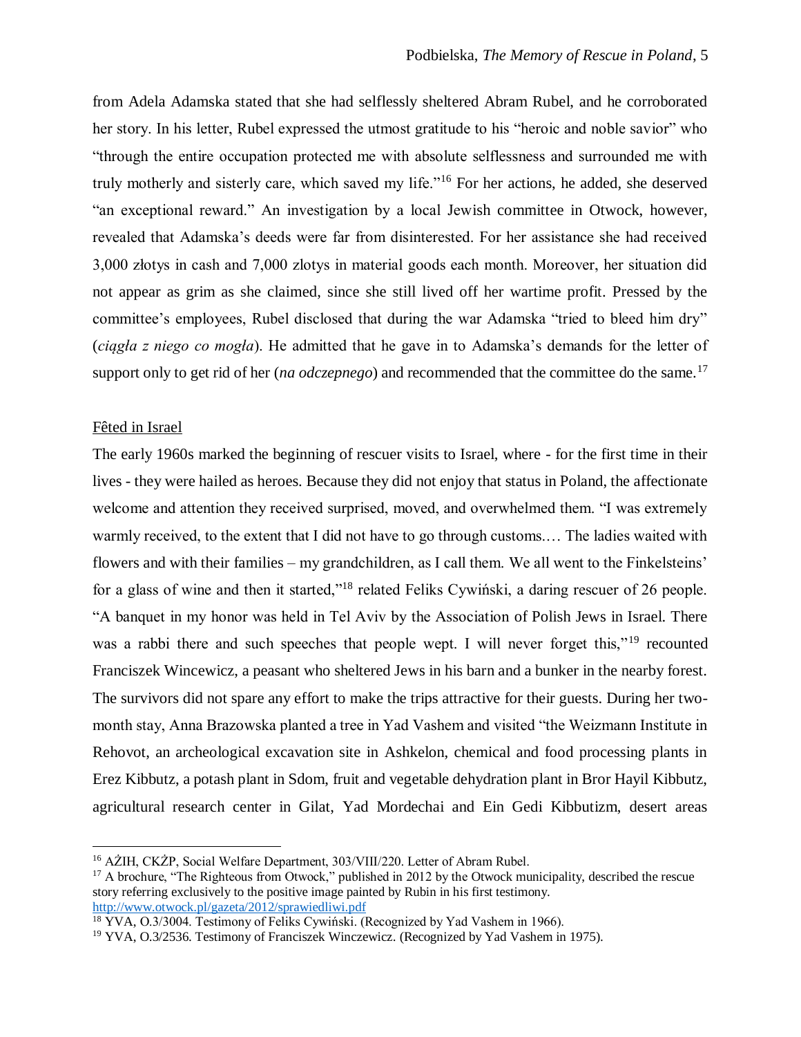from Adela Adamska stated that she had selflessly sheltered Abram Rubel, and he corroborated her story. In his letter, Rubel expressed the utmost gratitude to his "heroic and noble savior" who "through the entire occupation protected me with absolute selflessness and surrounded me with truly motherly and sisterly care, which saved my life."[16] For her actions, he added, she deserved "an exceptional reward." An investigation by a local Jewish committee in Otwock, however, revealed that Adamska's deeds were far from disinterested. For her assistance she had received 3,000 złotys in cash and 7,000 zlotys in material goods each month. Moreover, her situation did not appear as grim as she claimed, since she still lived off her wartime profit. Pressed by the committee's employees, Rubel disclosed that during the war Adamska "tried to bleed him dry" (*ciągła z niego co mogła*). He admitted that he gave in to Adamska's demands for the letter of support only to get rid of her (*na odczepnego*) and recommended that the committee do the same.[17]

## Fêted in Israel

The early 1960s marked the beginning of rescuer visits to Israel, where - for the first time in their lives - they were hailed as heroes. Because they did not enjoy that status in Poland, the affectionate welcome and attention they received surprised, moved, and overwhelmed them. "I was extremely warmly received, to the extent that I did not have to go through customs.… The ladies waited with flowers and with their families – my grandchildren, as I call them. We all went to the Finkelsteins' for a glass of wine and then it started,"[18] related Feliks Cywiński, a daring rescuer of 26 people. "A banquet in my honor was held in Tel Aviv by the Association of Polish Jews in Israel. There was a rabbi there and such speeches that people wept. I will never forget this,"[19] recounted Franciszek Wincewicz, a peasant who sheltered Jews in his barn and a bunker in the nearby forest. The survivors did not spare any effort to make the trips attractive for their guests. During her two-month stay, Anna Brazowska planted a tree in Yad Vashem and visited "the Weizmann Institute in Rehovot, an archeological excavation site in Ashkelon, chemical and food processing plants in Erez Kibbutz, a potash plant in Sdom, fruit and vegetable dehydration plant in Bror Hayil Kibbutz, agricultural research center in Gilat, Yad Mordechai and Ein Gedi Kibbutizm, desert areas

---

[16] AŻIH, CKŻP, Social Welfare Department, 303/VIII/220. Letter of Abram Rubel.

[17] A brochure, "The Righteous from Otwock," published in 2012 by the Otwock municipality, described the rescue story referring exclusively to the positive image painted by Rubin in his first testimony. http://www.otwock.pl/gazeta/2012/sprawiedliwi.pdf

[18] YVA, O.3/3004. Testimony of Feliks Cywiński. (Recognized by Yad Vashem in 1966).

[19] YVA, O.3/2536. Testimony of Franciszek Winczewicz. (Recognized by Yad Vashem in 1975).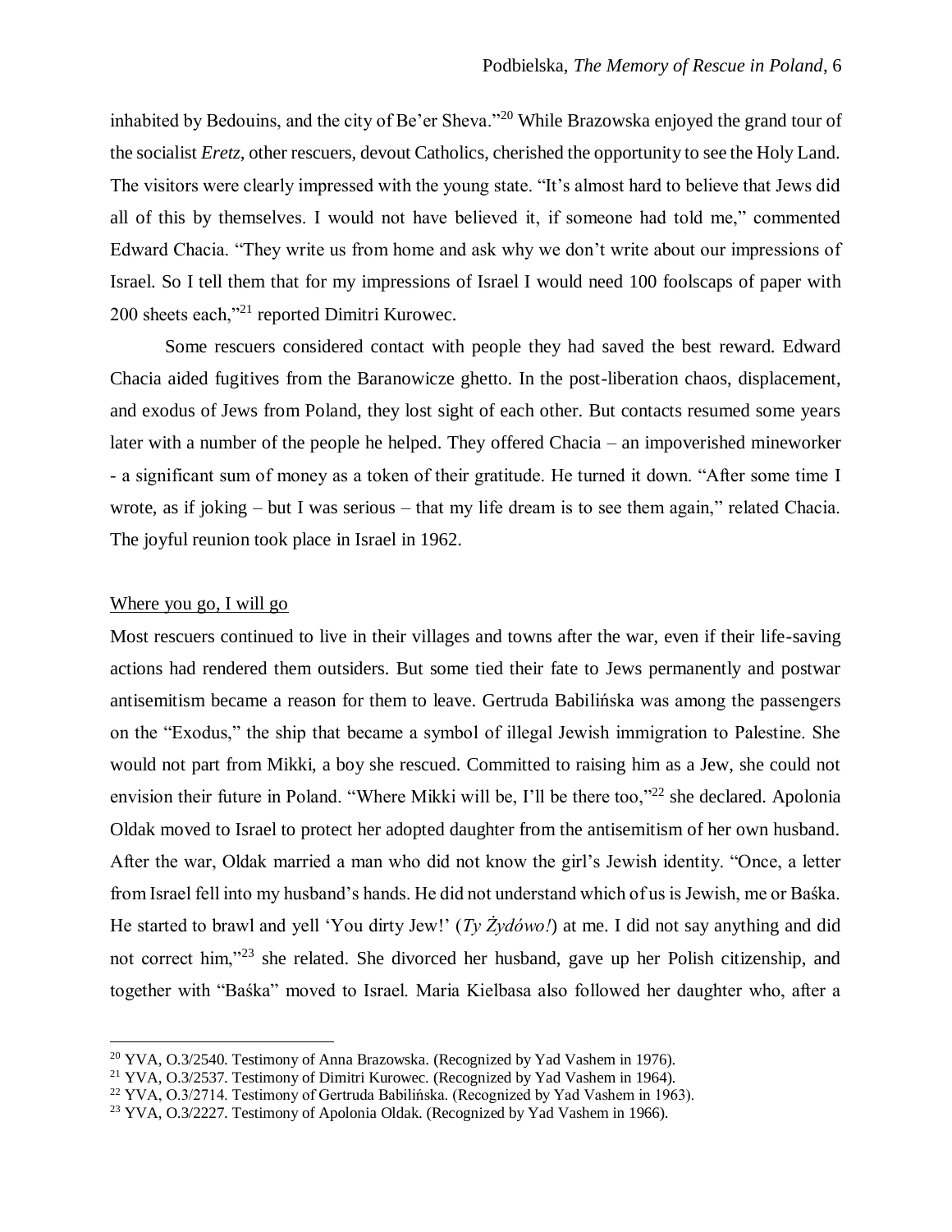inhabited by Bedouins, and the city of Be'er Sheva."[20] While Brazowska enjoyed the grand tour of the socialist *Eretz*, other rescuers, devout Catholics, cherished the opportunity to see the Holy Land. The visitors were clearly impressed with the young state. "It's almost hard to believe that Jews did all of this by themselves. I would not have believed it, if someone had told me," commented Edward Chacia. "They write us from home and ask why we don't write about our impressions of Israel. So I tell them that for my impressions of Israel I would need 100 foolscaps of paper with 200 sheets each,"[21] reported Dimitri Kurowec.

Some rescuers considered contact with people they had saved the best reward. Edward Chacia aided fugitives from the Baranowicze ghetto. In the post-liberation chaos, displacement, and exodus of Jews from Poland, they lost sight of each other. But contacts resumed some years later with a number of the people he helped. They offered Chacia – an impoverished mineworker - a significant sum of money as a token of their gratitude. He turned it down. "After some time I wrote, as if joking – but I was serious – that my life dream is to see them again," related Chacia. The joyful reunion took place in Israel in 1962.

<u>Where you go, I will go</u>

Most rescuers continued to live in their villages and towns after the war, even if their life-saving actions had rendered them outsiders. But some tied their fate to Jews permanently and postwar antisemitism became a reason for them to leave. Gertruda Babilińska was among the passengers on the "Exodus," the ship that became a symbol of illegal Jewish immigration to Palestine. She would not part from Mikki, a boy she rescued. Committed to raising him as a Jew, she could not envision their future in Poland. "Where Mikki will be, I'll be there too,"[22] she declared. Apolonia Oldak moved to Israel to protect her adopted daughter from the antisemitism of her own husband. After the war, Oldak married a man who did not know the girl's Jewish identity. "Once, a letter from Israel fell into my husband's hands. He did not understand which of us is Jewish, me or Baśka. He started to brawl and yell 'You dirty Jew!' (*Ty Żydówo!*) at me. I did not say anything and did not correct him,"[23] she related. She divorced her husband, gave up her Polish citizenship, and together with "Baśka" moved to Israel. Maria Kielbasa also followed her daughter who, after a

---

[20] YVA, O.3/2540. Testimony of Anna Brazowska. (Recognized by Yad Vashem in 1976).

[21] YVA, O.3/2537. Testimony of Dimitri Kurowec. (Recognized by Yad Vashem in 1964).

[22] YVA, O.3/2714. Testimony of Gertruda Babilińska. (Recognized by Yad Vashem in 1963).

[23] YVA, O.3/2227. Testimony of Apolonia Oldak. (Recognized by Yad Vashem in 1966).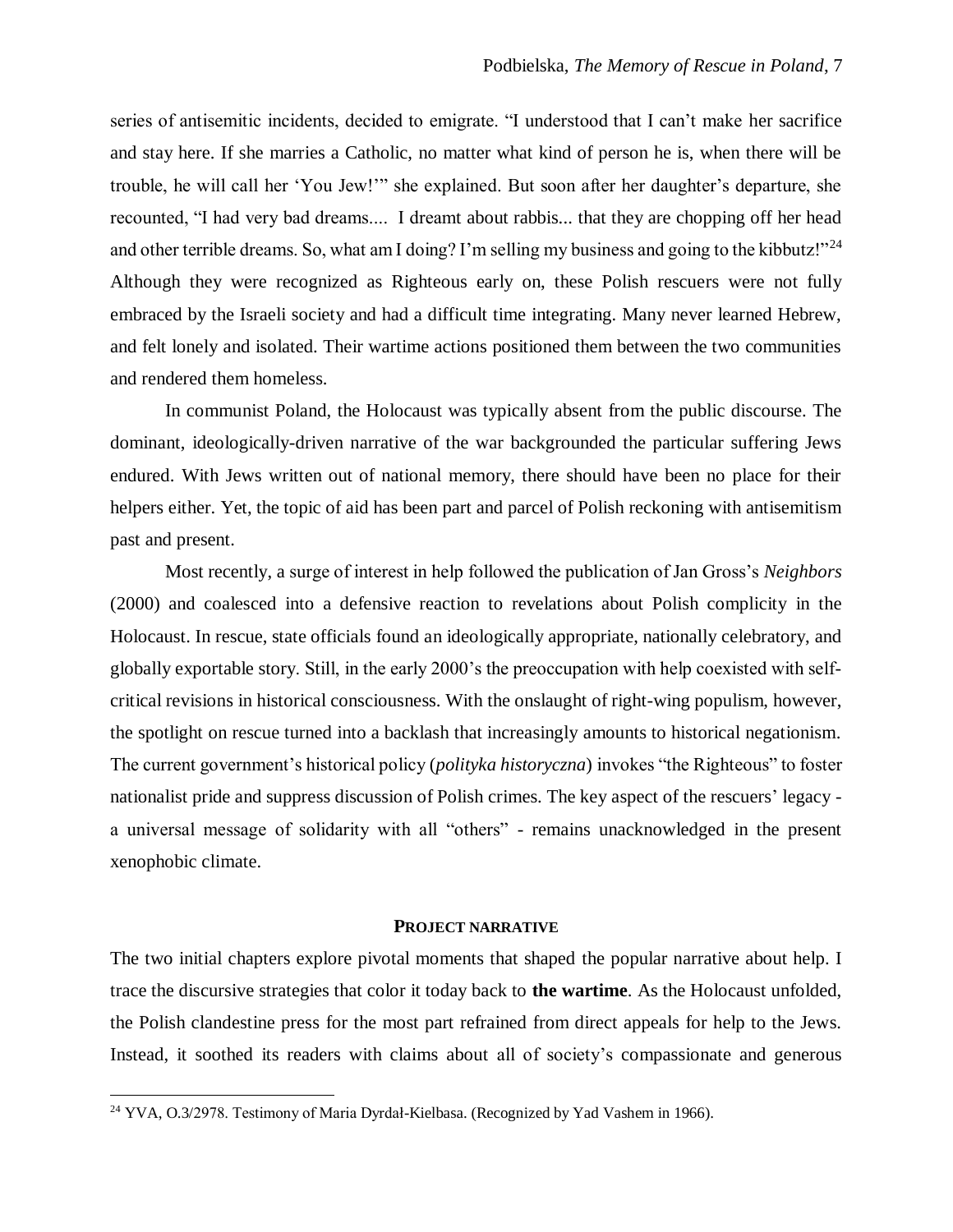series of antisemitic incidents, decided to emigrate. "I understood that I can't make her sacrifice and stay here. If she marries a Catholic, no matter what kind of person he is, when there will be trouble, he will call her 'You Jew!'" she explained. But soon after her daughter's departure, she recounted, "I had very bad dreams.... I dreamt about rabbis... that they are chopping off her head and other terrible dreams. So, what am I doing? I'm selling my business and going to the kibbutz!"[24] Although they were recognized as Righteous early on, these Polish rescuers were not fully embraced by the Israeli society and had a difficult time integrating. Many never learned Hebrew, and felt lonely and isolated. Their wartime actions positioned them between the two communities and rendered them homeless.

In communist Poland, the Holocaust was typically absent from the public discourse. The dominant, ideologically-driven narrative of the war backgrounded the particular suffering Jews endured. With Jews written out of national memory, there should have been no place for their helpers either. Yet, the topic of aid has been part and parcel of Polish reckoning with antisemitism past and present.

Most recently, a surge of interest in help followed the publication of Jan Gross's *Neighbors* (2000) and coalesced into a defensive reaction to revelations about Polish complicity in the Holocaust. In rescue, state officials found an ideologically appropriate, nationally celebratory, and globally exportable story. Still, in the early 2000's the preoccupation with help coexisted with self-critical revisions in historical consciousness. With the onslaught of right-wing populism, however, the spotlight on rescue turned into a backlash that increasingly amounts to historical negationism. The current government's historical policy (*polityka historyczna*) invokes "the Righteous" to foster nationalist pride and suppress discussion of Polish crimes. The key aspect of the rescuers' legacy - a universal message of solidarity with all "others" - remains unacknowledged in the present xenophobic climate.

## PROJECT NARRATIVE

The two initial chapters explore pivotal moments that shaped the popular narrative about help. I trace the discursive strategies that color it today back to **the wartime**. As the Holocaust unfolded, the Polish clandestine press for the most part refrained from direct appeals for help to the Jews. Instead, it soothed its readers with claims about all of society's compassionate and generous

[24] YVA, O.3/2978. Testimony of Maria Dyrdał-Kielbasa. (Recognized by Yad Vashem in 1966).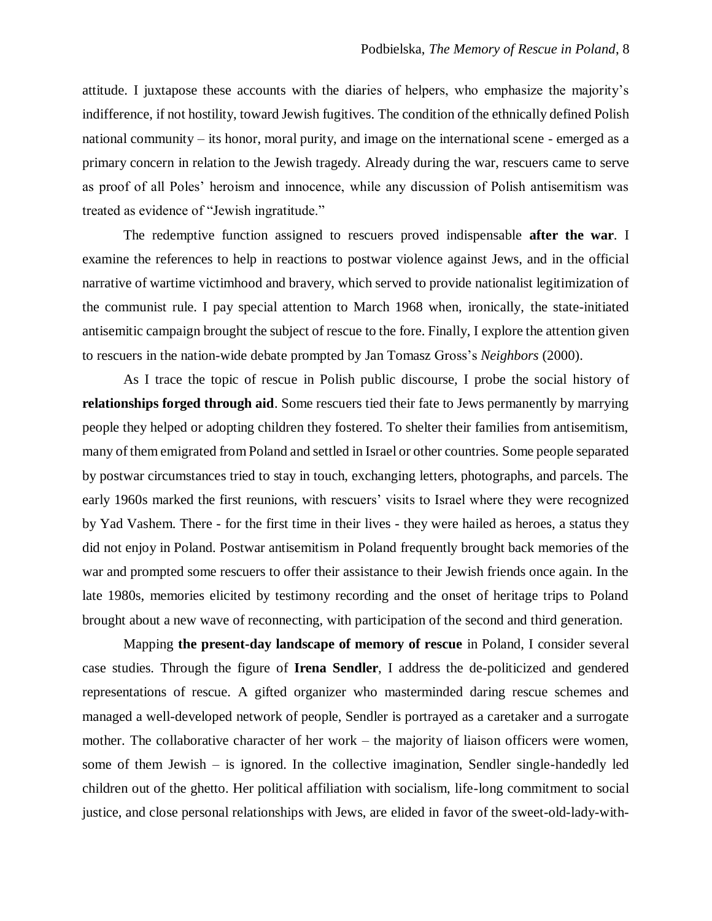attitude. I juxtapose these accounts with the diaries of helpers, who emphasize the majority's indifference, if not hostility, toward Jewish fugitives. The condition of the ethnically defined Polish national community – its honor, moral purity, and image on the international scene - emerged as a primary concern in relation to the Jewish tragedy. Already during the war, rescuers came to serve as proof of all Poles' heroism and innocence, while any discussion of Polish antisemitism was treated as evidence of "Jewish ingratitude."

The redemptive function assigned to rescuers proved indispensable **after the war**. I examine the references to help in reactions to postwar violence against Jews, and in the official narrative of wartime victimhood and bravery, which served to provide nationalist legitimization of the communist rule. I pay special attention to March 1968 when, ironically, the state-initiated antisemitic campaign brought the subject of rescue to the fore. Finally, I explore the attention given to rescuers in the nation-wide debate prompted by Jan Tomasz Gross's *Neighbors* (2000).

As I trace the topic of rescue in Polish public discourse, I probe the social history of **relationships forged through aid**. Some rescuers tied their fate to Jews permanently by marrying people they helped or adopting children they fostered. To shelter their families from antisemitism, many of them emigrated from Poland and settled in Israel or other countries. Some people separated by postwar circumstances tried to stay in touch, exchanging letters, photographs, and parcels. The early 1960s marked the first reunions, with rescuers' visits to Israel where they were recognized by Yad Vashem. There - for the first time in their lives - they were hailed as heroes, a status they did not enjoy in Poland. Postwar antisemitism in Poland frequently brought back memories of the war and prompted some rescuers to offer their assistance to their Jewish friends once again. In the late 1980s, memories elicited by testimony recording and the onset of heritage trips to Poland brought about a new wave of reconnecting, with participation of the second and third generation.

Mapping **the present-day landscape of memory of rescue** in Poland, I consider several case studies. Through the figure of **Irena Sendler**, I address the de-politicized and gendered representations of rescue. A gifted organizer who masterminded daring rescue schemes and managed a well-developed network of people, Sendler is portrayed as a caretaker and a surrogate mother. The collaborative character of her work – the majority of liaison officers were women, some of them Jewish – is ignored. In the collective imagination, Sendler single-handedly led children out of the ghetto. Her political affiliation with socialism, life-long commitment to social justice, and close personal relationships with Jews, are elided in favor of the sweet-old-lady-with-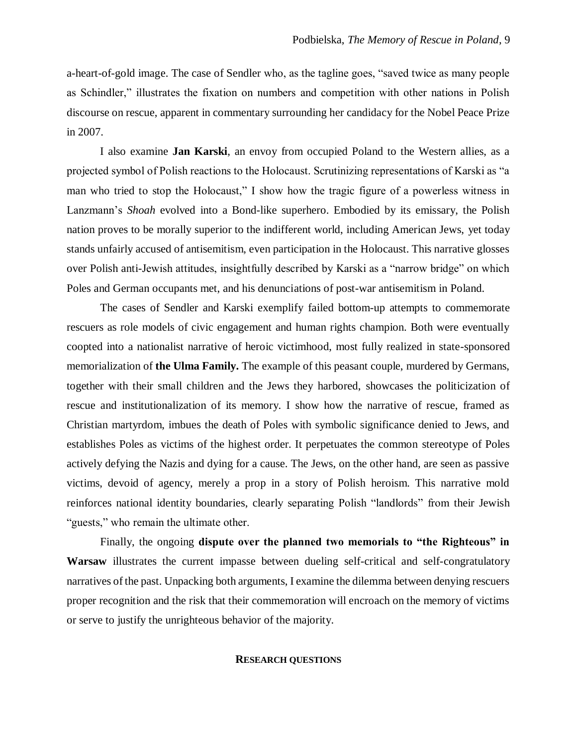a-heart-of-gold image. The case of Sendler who, as the tagline goes, "saved twice as many people as Schindler," illustrates the fixation on numbers and competition with other nations in Polish discourse on rescue, apparent in commentary surrounding her candidacy for the Nobel Peace Prize in 2007.

I also examine **Jan Karski**, an envoy from occupied Poland to the Western allies, as a projected symbol of Polish reactions to the Holocaust. Scrutinizing representations of Karski as "a man who tried to stop the Holocaust," I show how the tragic figure of a powerless witness in Lanzmann's *Shoah* evolved into a Bond-like superhero. Embodied by its emissary, the Polish nation proves to be morally superior to the indifferent world, including American Jews, yet today stands unfairly accused of antisemitism, even participation in the Holocaust. This narrative glosses over Polish anti-Jewish attitudes, insightfully described by Karski as a "narrow bridge" on which Poles and German occupants met, and his denunciations of post-war antisemitism in Poland.

The cases of Sendler and Karski exemplify failed bottom-up attempts to commemorate rescuers as role models of civic engagement and human rights champion. Both were eventually coopted into a nationalist narrative of heroic victimhood, most fully realized in state-sponsored memorialization of **the Ulma Family.** The example of this peasant couple, murdered by Germans, together with their small children and the Jews they harbored, showcases the politicization of rescue and institutionalization of its memory. I show how the narrative of rescue, framed as Christian martyrdom, imbues the death of Poles with symbolic significance denied to Jews, and establishes Poles as victims of the highest order. It perpetuates the common stereotype of Poles actively defying the Nazis and dying for a cause. The Jews, on the other hand, are seen as passive victims, devoid of agency, merely a prop in a story of Polish heroism. This narrative mold reinforces national identity boundaries, clearly separating Polish "landlords" from their Jewish "guests," who remain the ultimate other.

Finally, the ongoing **dispute over the planned two memorials to "the Righteous" in Warsaw** illustrates the current impasse between dueling self-critical and self-congratulatory narratives of the past. Unpacking both arguments, I examine the dilemma between denying rescuers proper recognition and the risk that their commemoration will encroach on the memory of victims or serve to justify the unrighteous behavior of the majority.

## RESEARCH QUESTIONS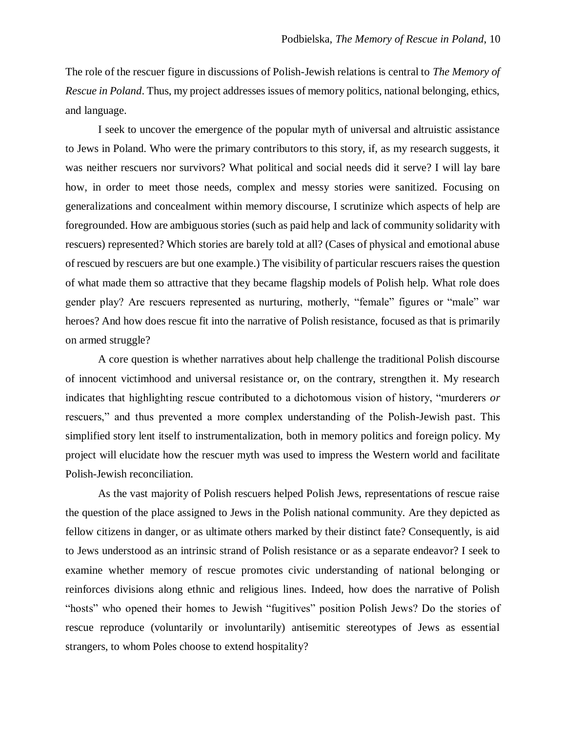The role of the rescuer figure in discussions of Polish-Jewish relations is central to *The Memory of Rescue in Poland*. Thus, my project addresses issues of memory politics, national belonging, ethics, and language.

I seek to uncover the emergence of the popular myth of universal and altruistic assistance to Jews in Poland. Who were the primary contributors to this story, if, as my research suggests, it was neither rescuers nor survivors? What political and social needs did it serve? I will lay bare how, in order to meet those needs, complex and messy stories were sanitized. Focusing on generalizations and concealment within memory discourse, I scrutinize which aspects of help are foregrounded. How are ambiguous stories (such as paid help and lack of community solidarity with rescuers) represented? Which stories are barely told at all? (Cases of physical and emotional abuse of rescued by rescuers are but one example.) The visibility of particular rescuers raises the question of what made them so attractive that they became flagship models of Polish help. What role does gender play? Are rescuers represented as nurturing, motherly, "female" figures or "male" war heroes? And how does rescue fit into the narrative of Polish resistance, focused as that is primarily on armed struggle?

A core question is whether narratives about help challenge the traditional Polish discourse of innocent victimhood and universal resistance or, on the contrary, strengthen it. My research indicates that highlighting rescue contributed to a dichotomous vision of history, "murderers *or* rescuers," and thus prevented a more complex understanding of the Polish-Jewish past. This simplified story lent itself to instrumentalization, both in memory politics and foreign policy. My project will elucidate how the rescuer myth was used to impress the Western world and facilitate Polish-Jewish reconciliation.

As the vast majority of Polish rescuers helped Polish Jews, representations of rescue raise the question of the place assigned to Jews in the Polish national community. Are they depicted as fellow citizens in danger, or as ultimate others marked by their distinct fate? Consequently, is aid to Jews understood as an intrinsic strand of Polish resistance or as a separate endeavor? I seek to examine whether memory of rescue promotes civic understanding of national belonging or reinforces divisions along ethnic and religious lines. Indeed, how does the narrative of Polish "hosts" who opened their homes to Jewish "fugitives" position Polish Jews? Do the stories of rescue reproduce (voluntarily or involuntarily) antisemitic stereotypes of Jews as essential strangers, to whom Poles choose to extend hospitality?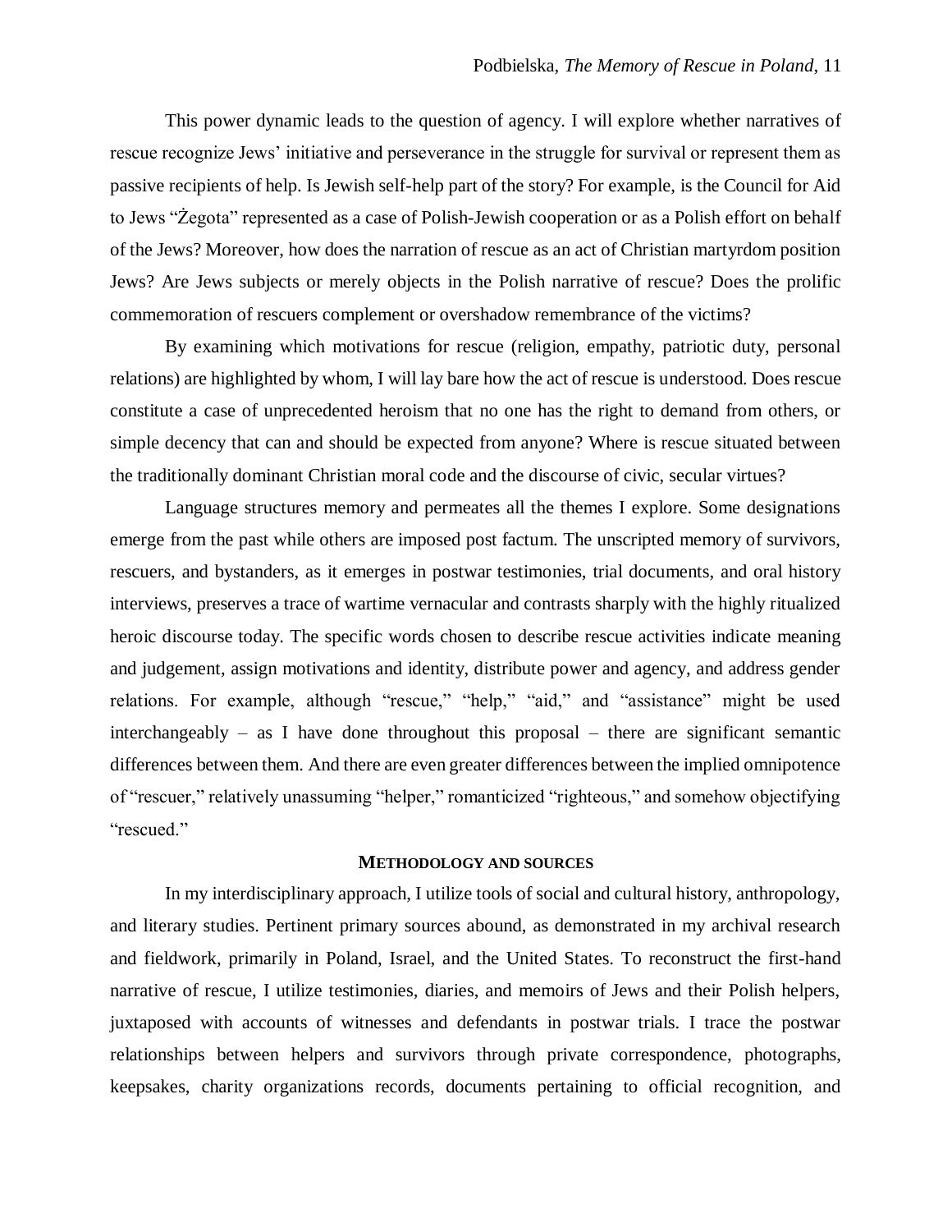This power dynamic leads to the question of agency. I will explore whether narratives of rescue recognize Jews' initiative and perseverance in the struggle for survival or represent them as passive recipients of help. Is Jewish self-help part of the story? For example, is the Council for Aid to Jews "Żegota" represented as a case of Polish-Jewish cooperation or as a Polish effort on behalf of the Jews? Moreover, how does the narration of rescue as an act of Christian martyrdom position Jews? Are Jews subjects or merely objects in the Polish narrative of rescue? Does the prolific commemoration of rescuers complement or overshadow remembrance of the victims?

By examining which motivations for rescue (religion, empathy, patriotic duty, personal relations) are highlighted by whom, I will lay bare how the act of rescue is understood. Does rescue constitute a case of unprecedented heroism that no one has the right to demand from others, or simple decency that can and should be expected from anyone? Where is rescue situated between the traditionally dominant Christian moral code and the discourse of civic, secular virtues?

Language structures memory and permeates all the themes I explore. Some designations emerge from the past while others are imposed post factum. The unscripted memory of survivors, rescuers, and bystanders, as it emerges in postwar testimonies, trial documents, and oral history interviews, preserves a trace of wartime vernacular and contrasts sharply with the highly ritualized heroic discourse today. The specific words chosen to describe rescue activities indicate meaning and judgement, assign motivations and identity, distribute power and agency, and address gender relations. For example, although "rescue," "help," "aid," and "assistance" might be used interchangeably – as I have done throughout this proposal – there are significant semantic differences between them. And there are even greater differences between the implied omnipotence of "rescuer," relatively unassuming "helper," romanticized "righteous," and somehow objectifying "rescued."

## METHODOLOGY AND SOURCES

In my interdisciplinary approach, I utilize tools of social and cultural history, anthropology, and literary studies. Pertinent primary sources abound, as demonstrated in my archival research and fieldwork, primarily in Poland, Israel, and the United States. To reconstruct the first-hand narrative of rescue, I utilize testimonies, diaries, and memoirs of Jews and their Polish helpers, juxtaposed with accounts of witnesses and defendants in postwar trials. I trace the postwar relationships between helpers and survivors through private correspondence, photographs, keepsakes, charity organizations records, documents pertaining to official recognition, and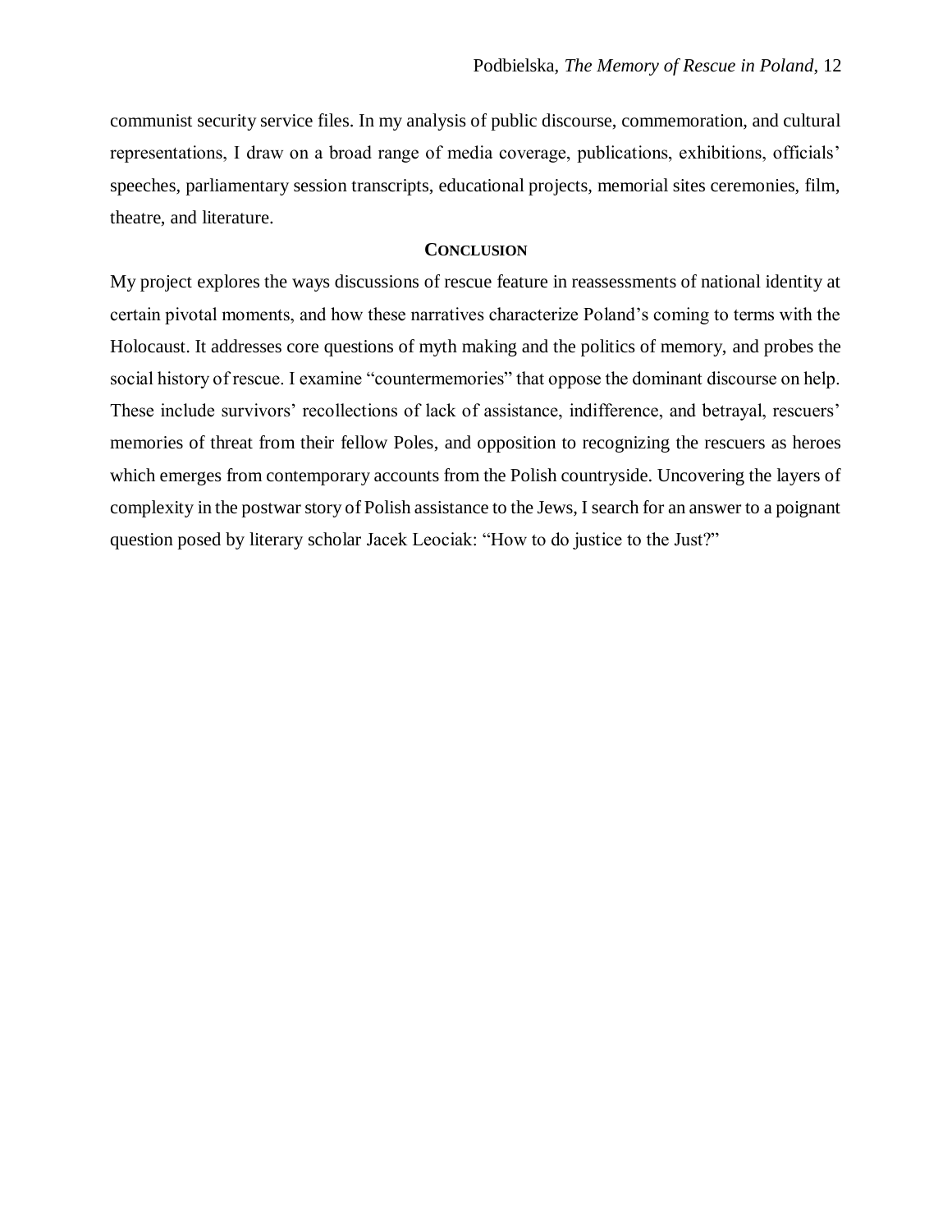communist security service files. In my analysis of public discourse, commemoration, and cultural representations, I draw on a broad range of media coverage, publications, exhibitions, officials' speeches, parliamentary session transcripts, educational projects, memorial sites ceremonies, film, theatre, and literature.

## Conclusion

My project explores the ways discussions of rescue feature in reassessments of national identity at certain pivotal moments, and how these narratives characterize Poland's coming to terms with the Holocaust. It addresses core questions of myth making and the politics of memory, and probes the social history of rescue. I examine "countermemories" that oppose the dominant discourse on help. These include survivors' recollections of lack of assistance, indifference, and betrayal, rescuers' memories of threat from their fellow Poles, and opposition to recognizing the rescuers as heroes which emerges from contemporary accounts from the Polish countryside. Uncovering the layers of complexity in the postwar story of Polish assistance to the Jews, I search for an answer to a poignant question posed by literary scholar Jacek Leociak: "How to do justice to the Just?"